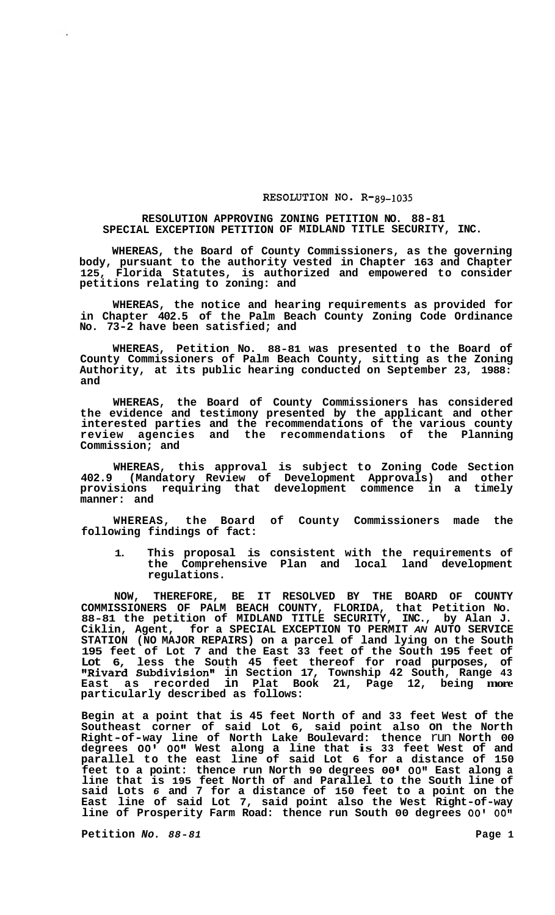RESOLUTION NO. R-89-1035

**RESOLUTION APPROVING ZONING PETITION NO. 88-81**
**SPECIAL EXCEPTION PETITION OF MIDLAND TITLE SECURITY, INC.**

**WHEREAS, the Board of County Commissioners, as the governing body, pursuant to the authority vested in Chapter 163 and Chapter 125, Florida Statutes, is authorized and empowered to consider petitions relating to zoning: and**

**WHEREAS, the notice and hearing requirements as provided for in Chapter 402.5 of the Palm Beach County Zoning Code Ordinance No. 73-2 have been satisfied; and**

**WHEREAS, Petition No. 88-81 was presented to the Board of County Commissioners of Palm Beach County, sitting as the Zoning Authority, at its public hearing conducted on September 23, 1988: and**

**WHEREAS, the Board of County Commissioners has considered the evidence and testimony presented by the applicant and other interested parties and the recommendations of the various county review agencies and the recommendations of the Planning Commission; and**

**WHEREAS, this approval is subject to Zoning Code Section 402.9 (Mandatory Review of Development Approvals) and other provisions requiring that development commence in a timely manner: and**

**WHEREAS, the Board of County Commissioners made the following findings of fact:**

1. **This proposal is consistent with the requirements of the Comprehensive Plan and local land development regulations.**

**NOW, THEREFORE, BE IT RESOLVED BY THE BOARD OF COUNTY COMMISSIONERS OF PALM BEACH COUNTY, FLORIDA, that Petition No. 88-81 the petition of MIDLAND TITLE SECURITY, INC., by Alan J. Ciklin, Agent, for a SPECIAL EXCEPTION TO PERMIT AN AUTO SERVICE STATION (NO MAJOR REPAIRS) on a parcel of land lying on the South 195 feet of Lot 7 and the East 33 feet of the South 195 feet of Lot 6, less the South 45 feet thereof for road purposes, of "Rivard Subdivision" in Section 17, Township 42 South, Range 43 East as recorded in Plat Book 21, Page 12, being more particularly described as follows:**

**Begin at a point that is 45 feet North of and 33 feet West of the Southeast corner of said Lot 6, said point also on the North Right-of-way line of North Lake Boulevard: thence run North 00 degrees 00' 00" West along a line that is 33 feet West of and parallel to the east line of said Lot 6 for a distance of 150 feet to a point: thence run North 90 degrees 00' 00" East along a line that is 195 feet North of and Parallel to the South line of said Lots 6 and 7 for a distance of 150 feet to a point on the East line of said Lot 7, said point also the West Right-of-way line of Prosperity Farm Road: thence run South 00 degrees 00' 00"**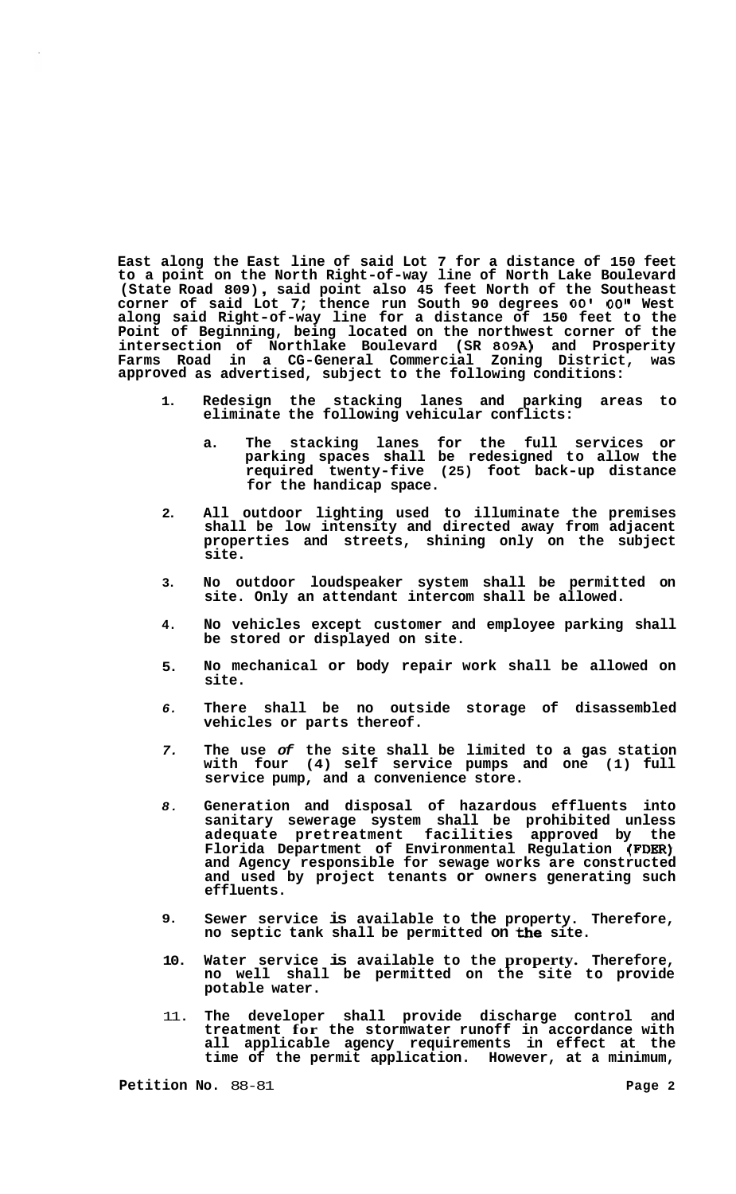East along the East line of said Lot 7 for a distance of 150 feet to a point on the North Right-of-way line of North Lake Boulevard (State Road 809), said point also 45 feet North of the Southeast corner of said Lot 7; thence run South 90 degrees 00' 00" West along said Right-of-way line for a distance of 150 feet to the Point of Beginning, being located on the northwest corner of the intersection of Northlake Boulevard (SR 809A) and Prosperity Farms Road in a CG-General Commercial Zoning District, was approved as advertised, subject to the following conditions:

1. Redesign the stacking lanes and parking areas to eliminate the following vehicular conflicts:

   a. The stacking lanes for the full services or parking spaces shall be redesigned to allow the required twenty-five (25) foot back-up distance for the handicap space.

2. All outdoor lighting used to illuminate the premises shall be low intensity and directed away from adjacent properties and streets, shining only on the subject site.

3. No outdoor loudspeaker system shall be permitted on site. Only an attendant intercom shall be allowed.

4. No vehicles except customer and employee parking shall be stored or displayed on site.

5. No mechanical or body repair work shall be allowed on site.

6. There shall be no outside storage of disassembled vehicles or parts thereof.

7. The use of the site shall be limited to a gas station with four (4) self service pumps and one (1) full service pump, and a convenience store.

8. Generation and disposal of hazardous effluents into sanitary sewerage system shall be prohibited unless adequate pretreatment facilities approved by the Florida Department of Environmental Regulation (FDER) and Agency responsible for sewage works are constructed and used by project tenants or owners generating such effluents.

9. Sewer service is available to the property. Therefore, no septic tank shall be permitted on the site.

10. Water service is available to the property. Therefore, no well shall be permitted on the site to provide potable water.

11. The developer shall provide discharge control and treatment for the stormwater runoff in accordance with all applicable agency requirements in effect at the time of the permit application. However, at a minimum,

Petition No. 88-81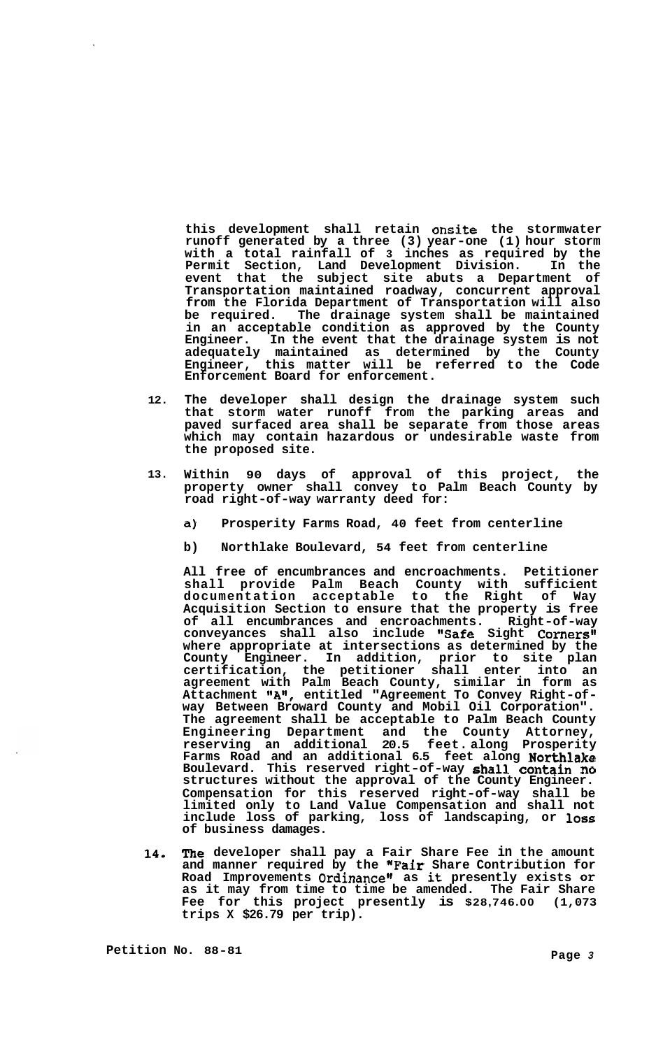this development shall retain onsite the stormwater runoff generated by a three (3) year-one (1) hour storm with a total rainfall of 3 inches as required by the Permit Section, Land Development Division. In the event that the subject site abuts a Department of Transportation maintained roadway, concurrent approval from the Florida Department of Transportation will also be required. The drainage system shall be maintained in an acceptable condition as approved by the County Engineer. In the event that the drainage system is not adequately maintained as determined by the County Engineer, this matter will be referred to the Code Enforcement Board for enforcement.

12. The developer shall design the drainage system such that storm water runoff from the parking areas and paved surfaced area shall be separate from those areas which may contain hazardous or undesirable waste from the proposed site.

13. Within 90 days of approval of this project, the property owner shall convey to Palm Beach County by road right-of-way warranty deed for:

    a) Prosperity Farms Road, 40 feet from centerline

    b) Northlake Boulevard, 54 feet from centerline

    All free of encumbrances and encroachments. Petitioner shall provide Palm Beach County with sufficient documentation acceptable to the Right of Way Acquisition Section to ensure that the property is free of all encumbrances and encroachments. Right-of-way conveyances shall also include "Safe Sight Corners" where appropriate at intersections as determined by the County Engineer. In addition, prior to site plan certification, the petitioner shall enter into an agreement with Palm Beach County, similar in form as Attachment "A", entitled "Agreement To Convey Right-of-way Between Broward County and Mobil Oil Corporation". The agreement shall be acceptable to Palm Beach County Engineering Department and the County Attorney, reserving an additional 20.5 feet. along Prosperity Farms Road and an additional 6.5 feet along Northlake Boulevard. This reserved right-of-way shall contain no structures without the approval of the County Engineer. Compensation for this reserved right-of-way shall be limited only to Land Value Compensation and shall not include loss of parking, loss of landscaping, or loss of business damages.

14. The developer shall pay a Fair Share Fee in the amount and manner required by the "Fair Share Contribution for Road Improvements Ordinance" as it presently exists or as it may from time to time be amended. The Fair Share Fee for this project presently is $28,746.00 (1,073 trips X $26.79 per trip).

Petition No. 88-81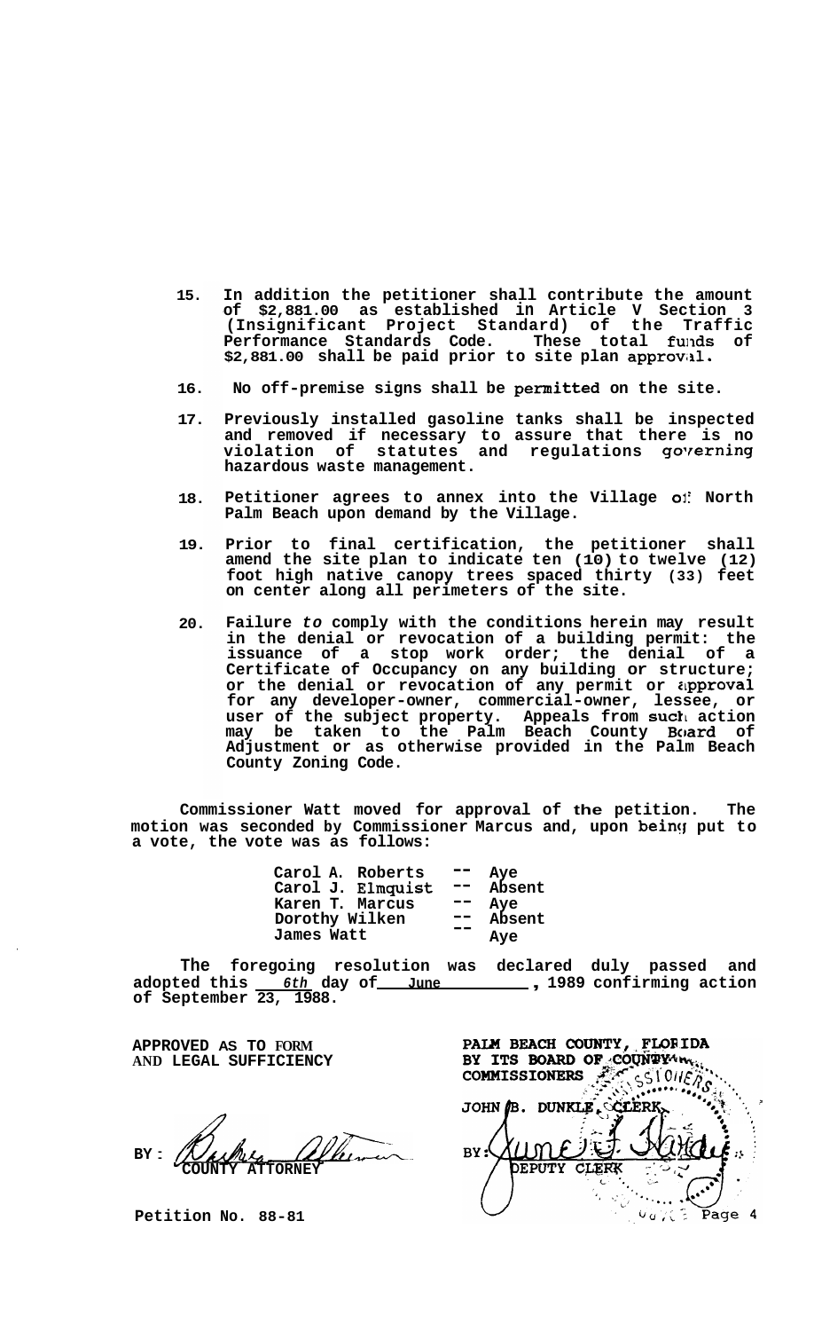15. In addition the petitioner shall contribute the amount of $2,881.00 as established in Article V Section 3 (Insignificant Project Standard) of the Traffic Performance Standards Code. These total funds of $2,881.00 shall be paid prior to site plan approval.

16. No off-premise signs shall be permitted on the site.

17. Previously installed gasoline tanks shall be inspected and removed if necessary to assure that there is no violation of statutes and regulations governing hazardous waste management.

18. Petitioner agrees to annex into the Village of North Palm Beach upon demand by the Village.

19. Prior to final certification, the petitioner shall amend the site plan to indicate ten (10) to twelve (12) foot high native canopy trees spaced thirty (33) feet on center along all perimeters of the site.

20. Failure to comply with the conditions herein may result in the denial or revocation of a building permit: the issuance of a stop work order; the denial of a Certificate of Occupancy on any building or structure; or the denial or revocation of any permit or approval for any developer-owner, commercial-owner, lessee, or user of the subject property. Appeals from such action may be taken to the Palm Beach County Board of Adjustment or as otherwise provided in the Palm Beach County Zoning Code.

Commissioner Watt moved for approval of the petition. The motion was seconded by Commissioner Marcus and, upon being put to a vote, the vote was as follows:

| | | |
|---|---|---|
| Carol A. Roberts | -- | Aye |
| Carol J. Elmquist | -- | Absent |
| Karen T. Marcus | -- | Aye |
| Dorothy Wilken | -- | Absent |
| James Watt | -- | Aye |

The foregoing resolution was declared duly passed and adopted this 6th day of June, 1989 confirming action of September 23, 1988.

APPROVED AS TO FORM AND LEGAL SUFFICIENCY

BY: COUNTY ATTORNEY

PALM BEACH COUNTY, FLORIDA BY ITS BOARD OF COUNTY COMMISSIONERS

JOHN B. DUNKLE, CLERK

BY: DEPUTY CLERK

Petition No. 88-81